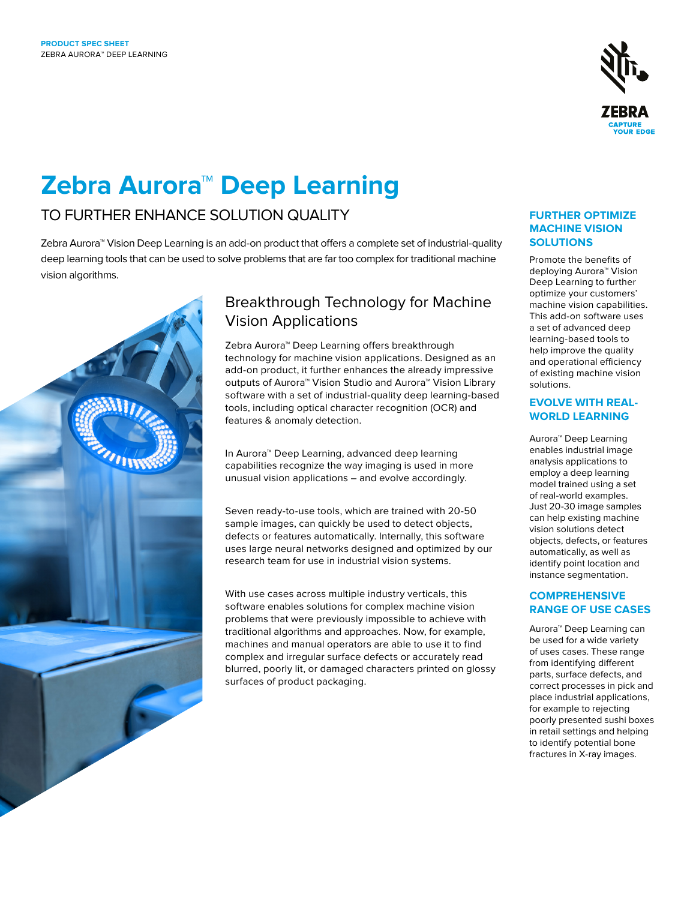PRODUCT SPEC SHEET
ZEBRA AURORA™ DEEP LEARNING

# Zebra Aurora™ Deep Learning

## TO FURTHER ENHANCE SOLUTION QUALITY

Zebra Aurora™ Vision Deep Learning is an add-on product that offers a complete set of industrial-quality deep learning tools that can be used to solve problems that are far too complex for traditional machine vision algorithms.

### Breakthrough Technology for Machine Vision Applications

Zebra Aurora™ Deep Learning offers breakthrough technology for machine vision applications. Designed as an add-on product, it further enhances the already impressive outputs of Aurora™ Vision Studio and Aurora™ Vision Library software with a set of industrial-quality deep learning-based tools, including optical character recognition (OCR) and features & anomaly detection.

In Aurora™ Deep Learning, advanced deep learning capabilities recognize the way imaging is used in more unusual vision applications – and evolve accordingly.

Seven ready-to-use tools, which are trained with 20-50 sample images, can quickly be used to detect objects, defects or features automatically. Internally, this software uses large neural networks designed and optimized by our research team for use in industrial vision systems.

With use cases across multiple industry verticals, this software enables solutions for complex machine vision problems that were previously impossible to achieve with traditional algorithms and approaches. Now, for example, machines and manual operators are able to use it to find complex and irregular surface defects or accurately read blurred, poorly lit, or damaged characters printed on glossy surfaces of product packaging.

### FURTHER OPTIMIZE MACHINE VISION SOLUTIONS

Promote the benefits of deploying Aurora™ Vision Deep Learning to further optimize your customers' machine vision capabilities. This add-on software uses a set of advanced deep learning-based tools to help improve the quality and operational efficiency of existing machine vision solutions.

### EVOLVE WITH REAL-WORLD LEARNING

Aurora™ Deep Learning enables industrial image analysis applications to employ a deep learning model trained using a set of real-world examples. Just 20-30 image samples can help existing machine vision solutions detect objects, defects, or features automatically, as well as identify point location and instance segmentation.

### COMPREHENSIVE RANGE OF USE CASES

Aurora™ Deep Learning can be used for a wide variety of uses cases. These range from identifying different parts, surface defects, and correct processes in pick and place industrial applications, for example to rejecting poorly presented sushi boxes in retail settings and helping to identify potential bone fractures in X-ray images.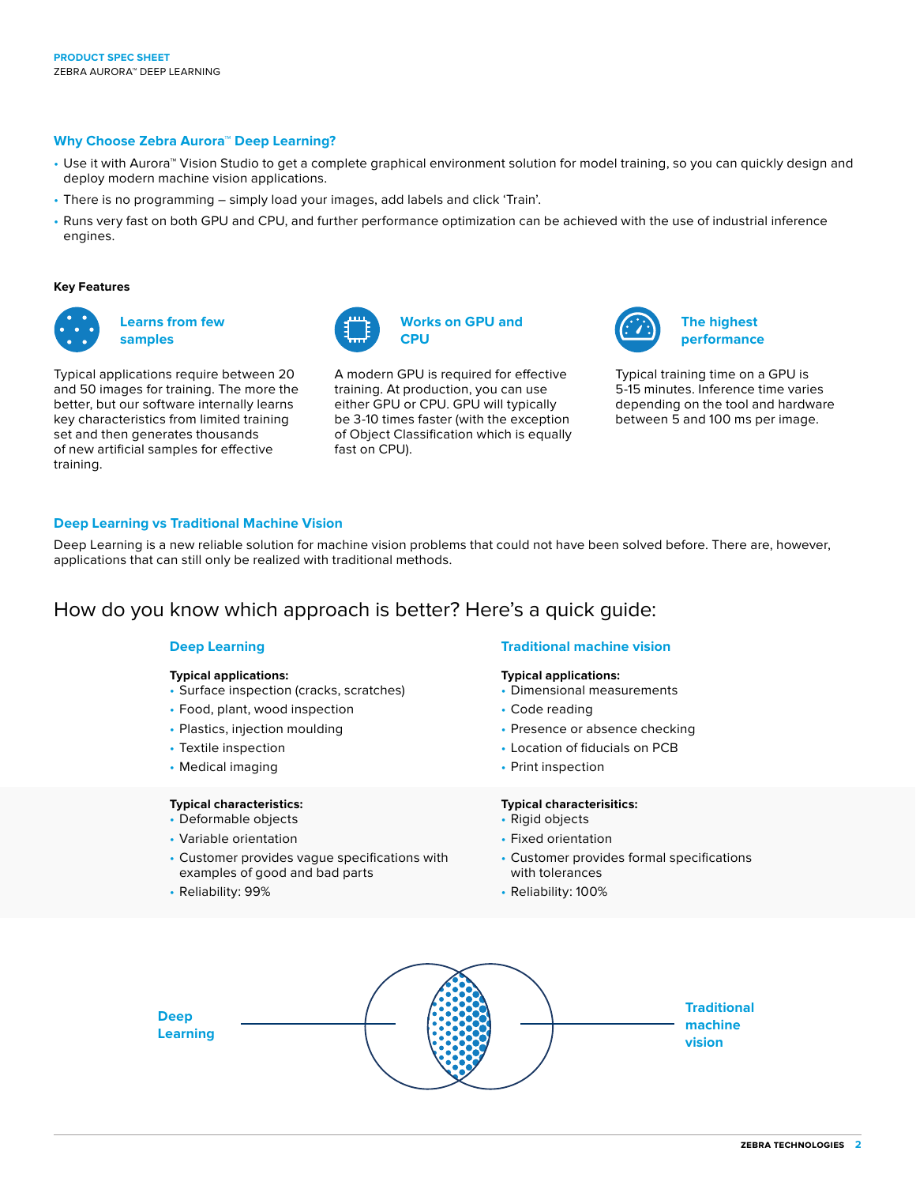## Why Choose Zebra Aurora™ Deep Learning?

- Use it with Aurora™ Vision Studio to get a complete graphical environment solution for model training, so you can quickly design and deploy modern machine vision applications.
- There is no programming – simply load your images, add labels and click 'Train'.
- Runs very fast on both GPU and CPU, and further performance optimization can be achieved with the use of industrial inference engines.

**Key Features**

### Learns from few samples

Typical applications require between 20 and 50 images for training. The more the better, but our software internally learns key characteristics from limited training set and then generates thousands of new artificial samples for effective training.

### Works on GPU and CPU

A modern GPU is required for effective training. At production, you can use either GPU or CPU. GPU will typically be 3-10 times faster (with the exception of Object Classification which is equally fast on CPU).

### The highest performance

Typical training time on a GPU is 5-15 minutes. Inference time varies depending on the tool and hardware between 5 and 100 ms per image.

## Deep Learning vs Traditional Machine Vision

Deep Learning is a new reliable solution for machine vision problems that could not have been solved before. There are, however, applications that can still only be realized with traditional methods.

# How do you know which approach is better? Here's a quick guide:

### Deep Learning

**Typical applications:**
- Surface inspection (cracks, scratches)
- Food, plant, wood inspection
- Plastics, injection moulding
- Textile inspection
- Medical imaging

**Typical characteristics:**
- Deformable objects
- Variable orientation
- Customer provides vague specifications with examples of good and bad parts
- Reliability: 99%

### Traditional machine vision

**Typical applications:**
- Dimensional measurements
- Code reading
- Presence or absence checking
- Location of fiducials on PCB
- Print inspection

**Typical characterisitics:**
- Rigid objects
- Fixed orientation
- Customer provides formal specifications with tolerances
- Reliability: 100%

Deep Learning — Traditional machine vision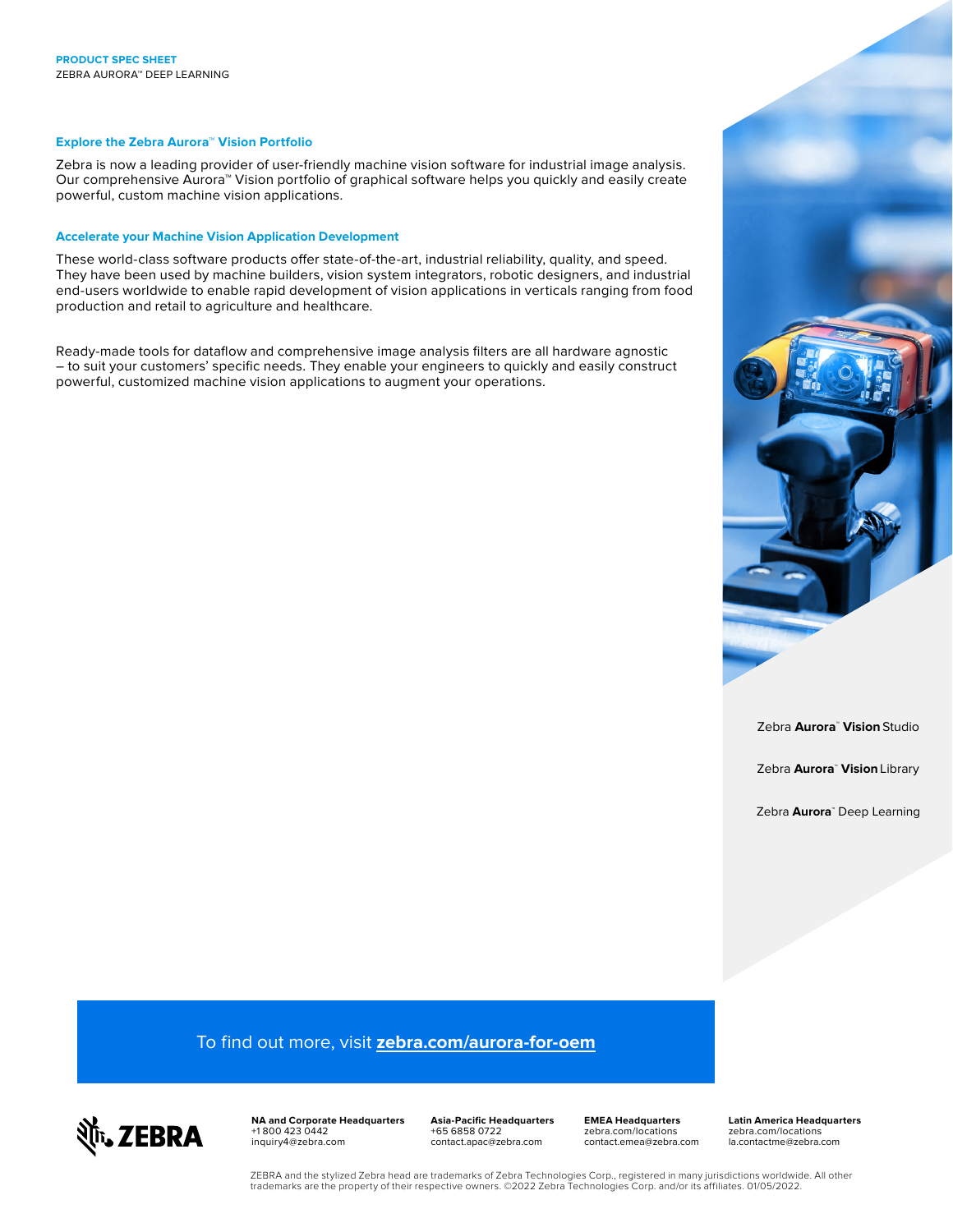### Explore the Zebra Aurora™ Vision Portfolio

Zebra is now a leading provider of user-friendly machine vision software for industrial image analysis. Our comprehensive Aurora™ Vision portfolio of graphical software helps you quickly and easily create powerful, custom machine vision applications.

### Accelerate your Machine Vision Application Development

These world-class software products offer state-of-the-art, industrial reliability, quality, and speed. They have been used by machine builders, vision system integrators, robotic designers, and industrial end-users worldwide to enable rapid development of vision applications in verticals ranging from food production and retail to agriculture and healthcare.

Ready-made tools for dataflow and comprehensive image analysis filters are all hardware agnostic – to suit your customers' specific needs. They enable your engineers to quickly and easily construct powerful, customized machine vision applications to augment your operations.

Zebra **Aurora**™ **Vision** Studio

Zebra **Aurora**™ **Vision** Library

Zebra **Aurora**™ Deep Learning

To find out more, visit **zebra.com/aurora-for-oem**

**NA and Corporate Headquarters**
+1 800 423 0442
inquiry4@zebra.com

**Asia-Pacific Headquarters**
+65 6858 0722
contact.apac@zebra.com

**EMEA Headquarters**
zebra.com/locations
contact.emea@zebra.com

**Latin America Headquarters**
zebra.com/locations
la.contactme@zebra.com

ZEBRA and the stylized Zebra head are trademarks of Zebra Technologies Corp., registered in many jurisdictions worldwide. All other trademarks are the property of their respective owners. ©2022 Zebra Technologies Corp. and/or its affiliates. 01/05/2022.